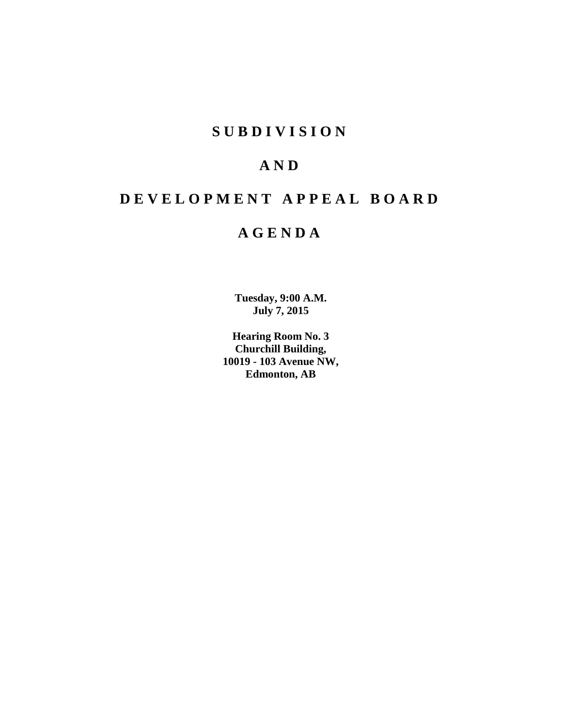# S U B D I V I S I O N

# A N D

# D E V E L O P M E N T   A P P E A L   B O A R D

# A G E N D A

**Tuesday, 9:00 A.M.**
**July 7, 2015**

**Hearing Room No. 3**
**Churchill Building,**
**10019 - 103 Avenue NW,**
**Edmonton, AB**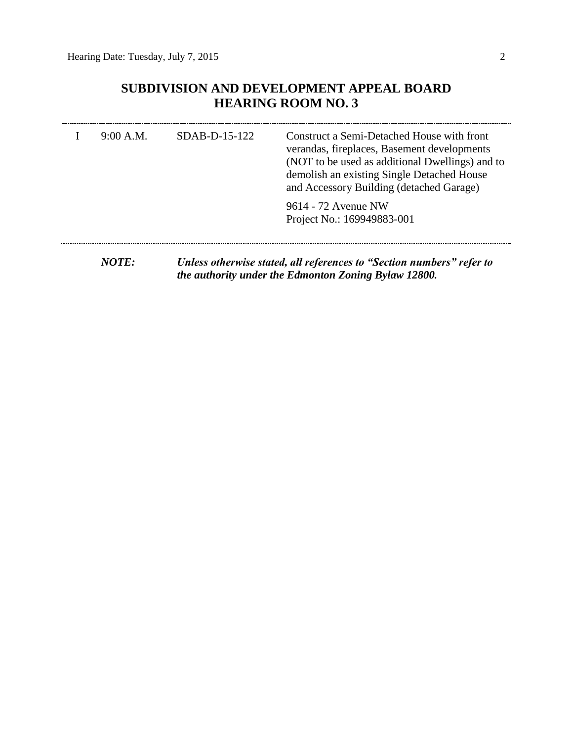## SUBDIVISION AND DEVELOPMENT APPEAL BOARD
## HEARING ROOM NO. 3

| | | | |
|---|---|---|---|
| I | 9:00 A.M. | SDAB-D-15-122 | Construct a Semi-Detached House with front verandas, fireplaces, Basement developments (NOT to be used as additional Dwellings) and to demolish an existing Single Detached House and Accessory Building (detached Garage)<br><br>9614 - 72 Avenue NW<br>Project No.: 169949883-001 |

***NOTE:*** ***Unless otherwise stated, all references to "Section numbers" refer to the authority under the Edmonton Zoning Bylaw 12800.***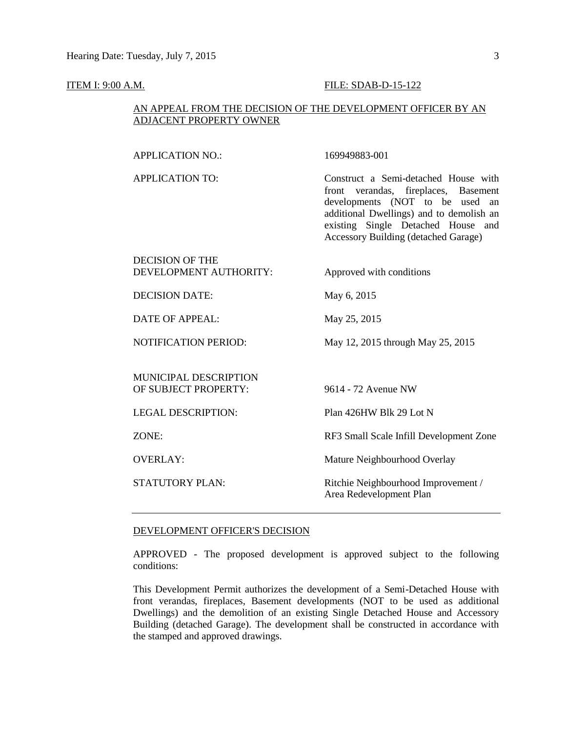ITEM I: 9:00 A.M. FILE: SDAB-D-15-122

AN APPEAL FROM THE DECISION OF THE DEVELOPMENT OFFICER BY AN ADJACENT PROPERTY OWNER

| | |
|---|---|
| APPLICATION NO.: | 169949883-001 |
| APPLICATION TO: | Construct a Semi-detached House with front verandas, fireplaces, Basement developments (NOT to be used an additional Dwellings) and to demolish an existing Single Detached House and Accessory Building (detached Garage) |
| DECISION OF THE DEVELOPMENT AUTHORITY: | Approved with conditions |
| DECISION DATE: | May 6, 2015 |
| DATE OF APPEAL: | May 25, 2015 |
| NOTIFICATION PERIOD: | May 12, 2015 through May 25, 2015 |
| MUNICIPAL DESCRIPTION OF SUBJECT PROPERTY: | 9614 - 72 Avenue NW |
| LEGAL DESCRIPTION: | Plan 426HW Blk 29 Lot N |
| ZONE: | RF3 Small Scale Infill Development Zone |
| OVERLAY: | Mature Neighbourhood Overlay |
| STATUTORY PLAN: | Ritchie Neighbourhood Improvement / Area Redevelopment Plan |

---

DEVELOPMENT OFFICER'S DECISION

APPROVED - The proposed development is approved subject to the following conditions:

This Development Permit authorizes the development of a Semi-Detached House with front verandas, fireplaces, Basement developments (NOT to be used as additional Dwellings) and the demolition of an existing Single Detached House and Accessory Building (detached Garage). The development shall be constructed in accordance with the stamped and approved drawings.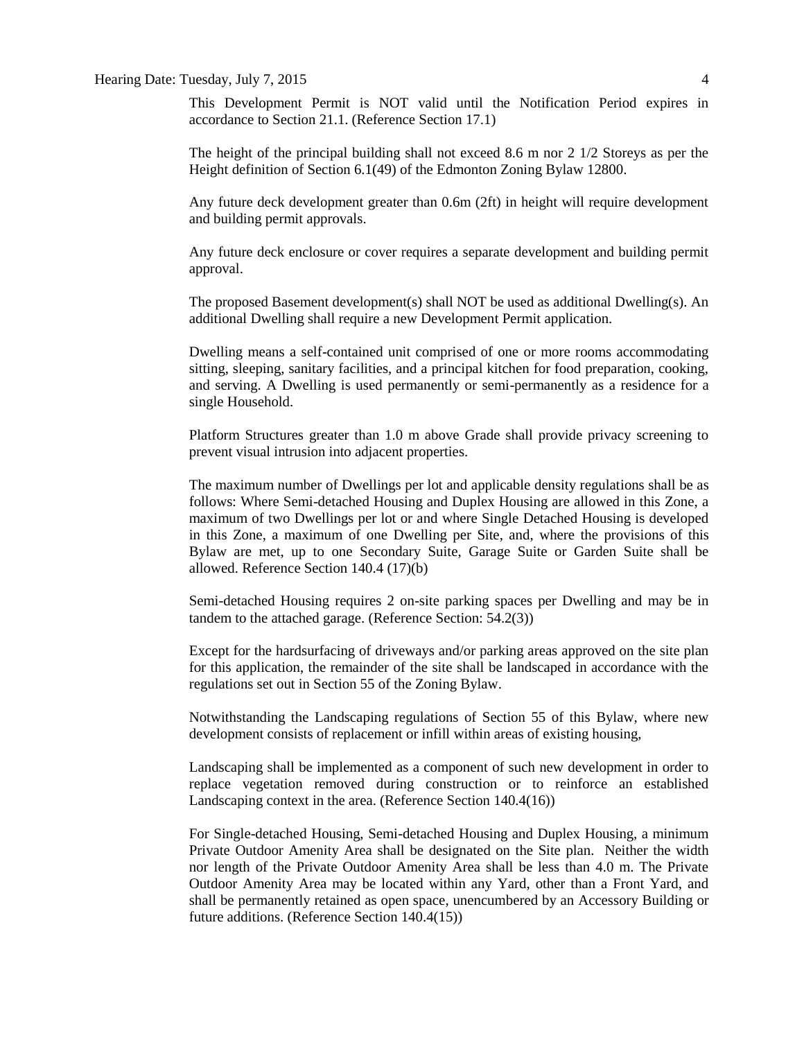This Development Permit is NOT valid until the Notification Period expires in accordance to Section 21.1. (Reference Section 17.1)

The height of the principal building shall not exceed 8.6 m nor 2 1/2 Storeys as per the Height definition of Section 6.1(49) of the Edmonton Zoning Bylaw 12800.

Any future deck development greater than 0.6m (2ft) in height will require development and building permit approvals.

Any future deck enclosure or cover requires a separate development and building permit approval.

The proposed Basement development(s) shall NOT be used as additional Dwelling(s). An additional Dwelling shall require a new Development Permit application.

Dwelling means a self-contained unit comprised of one or more rooms accommodating sitting, sleeping, sanitary facilities, and a principal kitchen for food preparation, cooking, and serving. A Dwelling is used permanently or semi-permanently as a residence for a single Household.

Platform Structures greater than 1.0 m above Grade shall provide privacy screening to prevent visual intrusion into adjacent properties.

The maximum number of Dwellings per lot and applicable density regulations shall be as follows: Where Semi-detached Housing and Duplex Housing are allowed in this Zone, a maximum of two Dwellings per lot or and where Single Detached Housing is developed in this Zone, a maximum of one Dwelling per Site, and, where the provisions of this Bylaw are met, up to one Secondary Suite, Garage Suite or Garden Suite shall be allowed. Reference Section 140.4 (17)(b)

Semi-detached Housing requires 2 on-site parking spaces per Dwelling and may be in tandem to the attached garage. (Reference Section: 54.2(3))

Except for the hardsurfacing of driveways and/or parking areas approved on the site plan for this application, the remainder of the site shall be landscaped in accordance with the regulations set out in Section 55 of the Zoning Bylaw.

Notwithstanding the Landscaping regulations of Section 55 of this Bylaw, where new development consists of replacement or infill within areas of existing housing,

Landscaping shall be implemented as a component of such new development in order to replace vegetation removed during construction or to reinforce an established Landscaping context in the area. (Reference Section 140.4(16))

For Single-detached Housing, Semi-detached Housing and Duplex Housing, a minimum Private Outdoor Amenity Area shall be designated on the Site plan. Neither the width nor length of the Private Outdoor Amenity Area shall be less than 4.0 m. The Private Outdoor Amenity Area may be located within any Yard, other than a Front Yard, and shall be permanently retained as open space, unencumbered by an Accessory Building or future additions. (Reference Section 140.4(15))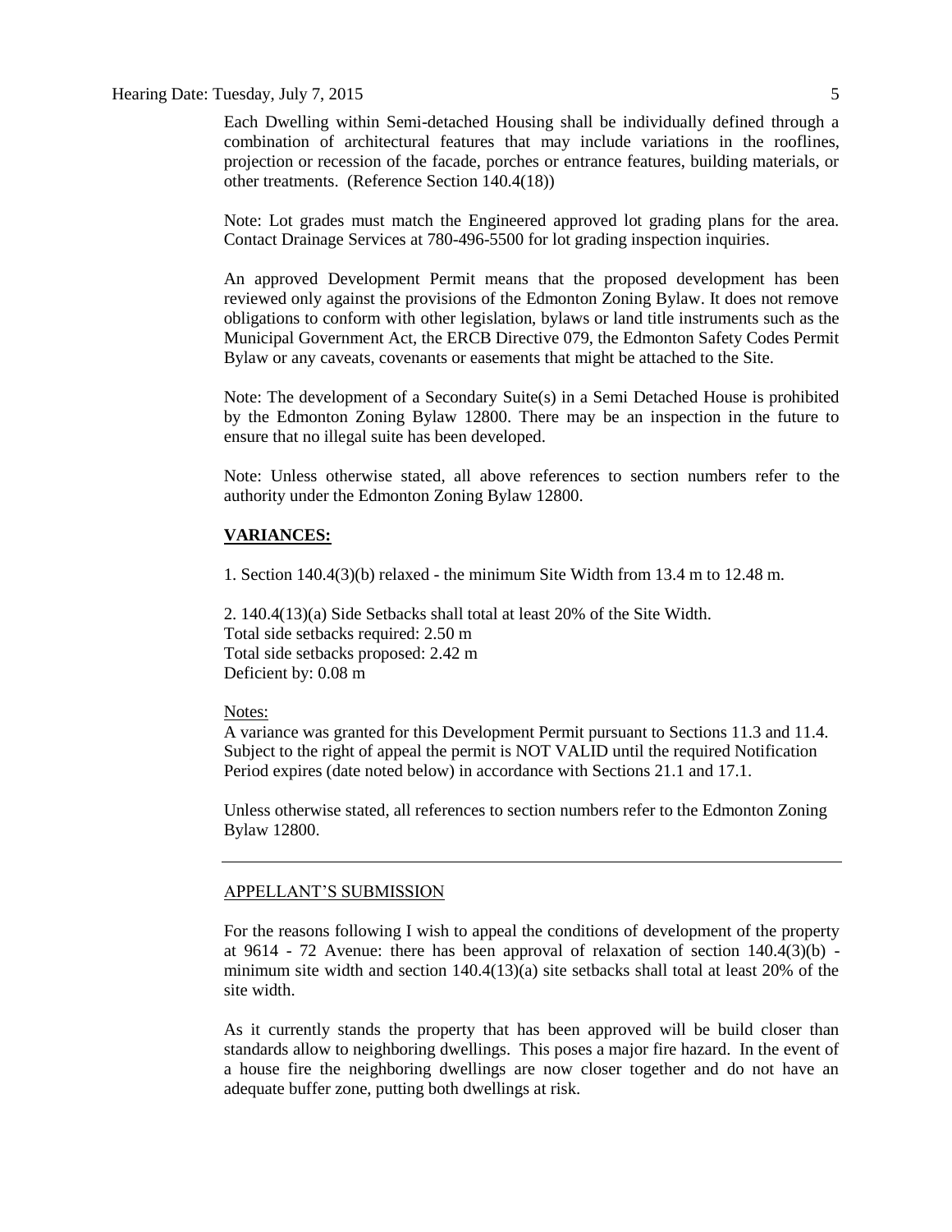Each Dwelling within Semi-detached Housing shall be individually defined through a combination of architectural features that may include variations in the rooflines, projection or recession of the facade, porches or entrance features, building materials, or other treatments. (Reference Section 140.4(18))

Note: Lot grades must match the Engineered approved lot grading plans for the area. Contact Drainage Services at 780-496-5500 for lot grading inspection inquiries.

An approved Development Permit means that the proposed development has been reviewed only against the provisions of the Edmonton Zoning Bylaw. It does not remove obligations to conform with other legislation, bylaws or land title instruments such as the Municipal Government Act, the ERCB Directive 079, the Edmonton Safety Codes Permit Bylaw or any caveats, covenants or easements that might be attached to the Site.

Note: The development of a Secondary Suite(s) in a Semi Detached House is prohibited by the Edmonton Zoning Bylaw 12800. There may be an inspection in the future to ensure that no illegal suite has been developed.

Note: Unless otherwise stated, all above references to section numbers refer to the authority under the Edmonton Zoning Bylaw 12800.

**VARIANCES:**

1. Section 140.4(3)(b) relaxed - the minimum Site Width from 13.4 m to 12.48 m.

2. 140.4(13)(a) Side Setbacks shall total at least 20% of the Site Width.
Total side setbacks required: 2.50 m
Total side setbacks proposed: 2.42 m
Deficient by: 0.08 m

Notes:
A variance was granted for this Development Permit pursuant to Sections 11.3 and 11.4. Subject to the right of appeal the permit is NOT VALID until the required Notification Period expires (date noted below) in accordance with Sections 21.1 and 17.1.

Unless otherwise stated, all references to section numbers refer to the Edmonton Zoning Bylaw 12800.

---

APPELLANT'S SUBMISSION

For the reasons following I wish to appeal the conditions of development of the property at 9614 - 72 Avenue: there has been approval of relaxation of section 140.4(3)(b) - minimum site width and section 140.4(13)(a) site setbacks shall total at least 20% of the site width.

As it currently stands the property that has been approved will be build closer than standards allow to neighboring dwellings. This poses a major fire hazard. In the event of a house fire the neighboring dwellings are now closer together and do not have an adequate buffer zone, putting both dwellings at risk.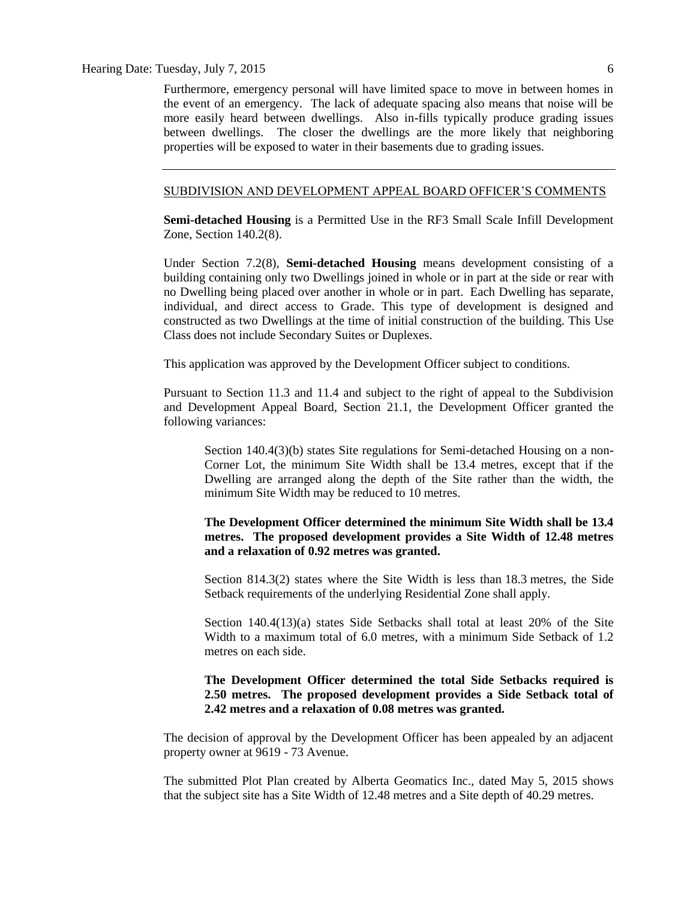Furthermore, emergency personal will have limited space to move in between homes in the event of an emergency. The lack of adequate spacing also means that noise will be more easily heard between dwellings. Also in-fills typically produce grading issues between dwellings. The closer the dwellings are the more likely that neighboring properties will be exposed to water in their basements due to grading issues.

---

SUBDIVISION AND DEVELOPMENT APPEAL BOARD OFFICER'S COMMENTS

**Semi-detached Housing** is a Permitted Use in the RF3 Small Scale Infill Development Zone, Section 140.2(8).

Under Section 7.2(8), **Semi-detached Housing** means development consisting of a building containing only two Dwellings joined in whole or in part at the side or rear with no Dwelling being placed over another in whole or in part. Each Dwelling has separate, individual, and direct access to Grade. This type of development is designed and constructed as two Dwellings at the time of initial construction of the building. This Use Class does not include Secondary Suites or Duplexes.

This application was approved by the Development Officer subject to conditions.

Pursuant to Section 11.3 and 11.4 and subject to the right of appeal to the Subdivision and Development Appeal Board, Section 21.1, the Development Officer granted the following variances:

> Section 140.4(3)(b) states Site regulations for Semi-detached Housing on a non-Corner Lot, the minimum Site Width shall be 13.4 metres, except that if the Dwelling are arranged along the depth of the Site rather than the width, the minimum Site Width may be reduced to 10 metres.
>
> **The Development Officer determined the minimum Site Width shall be 13.4 metres. The proposed development provides a Site Width of 12.48 metres and a relaxation of 0.92 metres was granted.**
>
> Section 814.3(2) states where the Site Width is less than 18.3 metres, the Side Setback requirements of the underlying Residential Zone shall apply.
>
> Section 140.4(13)(a) states Side Setbacks shall total at least 20% of the Site Width to a maximum total of 6.0 metres, with a minimum Side Setback of 1.2 metres on each side.
>
> **The Development Officer determined the total Side Setbacks required is 2.50 metres. The proposed development provides a Side Setback total of 2.42 metres and a relaxation of 0.08 metres was granted.**

The decision of approval by the Development Officer has been appealed by an adjacent property owner at 9619 - 73 Avenue.

The submitted Plot Plan created by Alberta Geomatics Inc., dated May 5, 2015 shows that the subject site has a Site Width of 12.48 metres and a Site depth of 40.29 metres.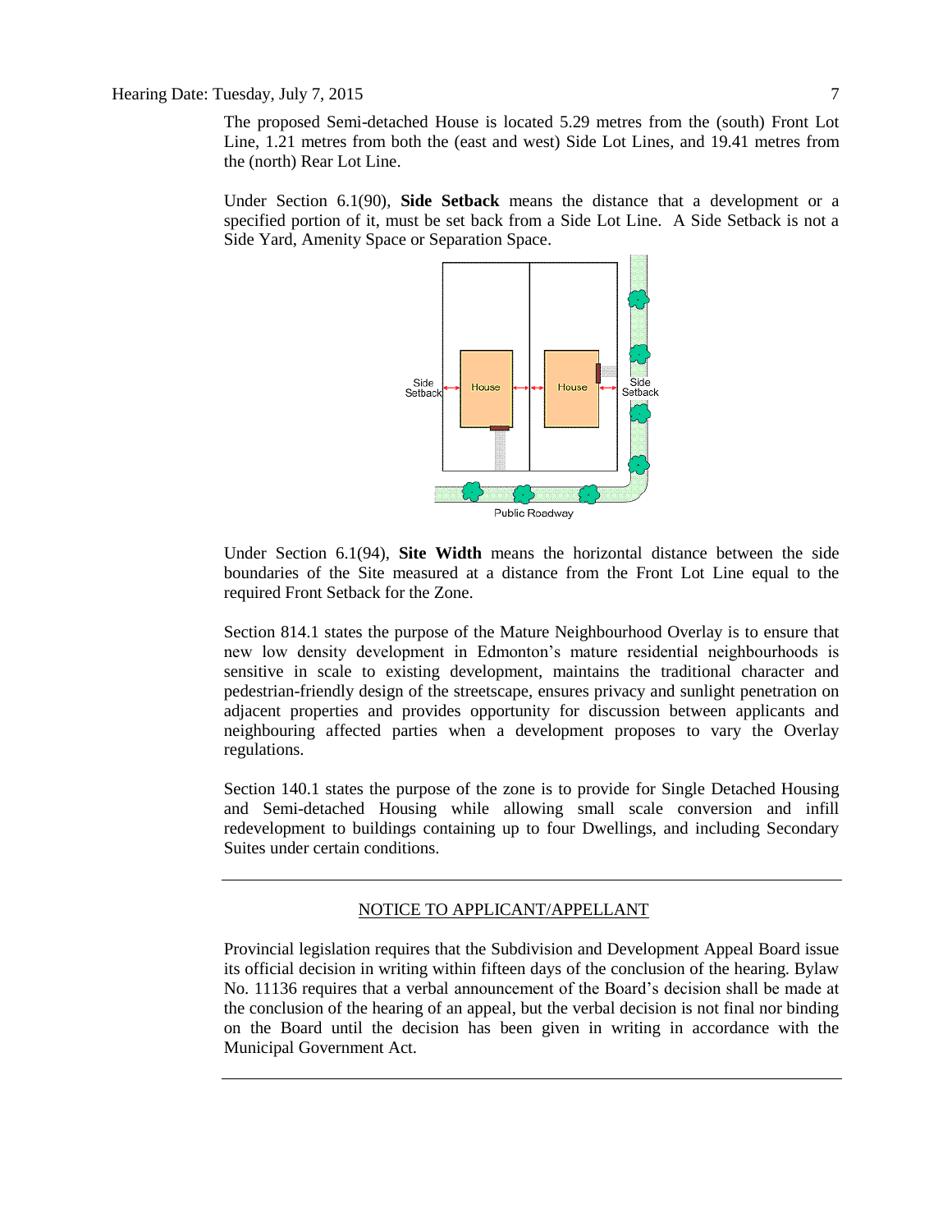The proposed Semi-detached House is located 5.29 metres from the (south) Front Lot Line, 1.21 metres from both the (east and west) Side Lot Lines, and 19.41 metres from the (north) Rear Lot Line.

Under Section 6.1(90), **Side Setback** means the distance that a development or a specified portion of it, must be set back from a Side Lot Line. A Side Setback is not a Side Yard, Amenity Space or Separation Space.

Under Section 6.1(94), **Site Width** means the horizontal distance between the side boundaries of the Site measured at a distance from the Front Lot Line equal to the required Front Setback for the Zone.

Section 814.1 states the purpose of the Mature Neighbourhood Overlay is to ensure that new low density development in Edmonton's mature residential neighbourhoods is sensitive in scale to existing development, maintains the traditional character and pedestrian-friendly design of the streetscape, ensures privacy and sunlight penetration on adjacent properties and provides opportunity for discussion between applicants and neighbouring affected parties when a development proposes to vary the Overlay regulations.

Section 140.1 states the purpose of the zone is to provide for Single Detached Housing and Semi-detached Housing while allowing small scale conversion and infill redevelopment to buildings containing up to four Dwellings, and including Secondary Suites under certain conditions.

---

NOTICE TO APPLICANT/APPELLANT

Provincial legislation requires that the Subdivision and Development Appeal Board issue its official decision in writing within fifteen days of the conclusion of the hearing. Bylaw No. 11136 requires that a verbal announcement of the Board's decision shall be made at the conclusion of the hearing of an appeal, but the verbal decision is not final nor binding on the Board until the decision has been given in writing in accordance with the Municipal Government Act.

---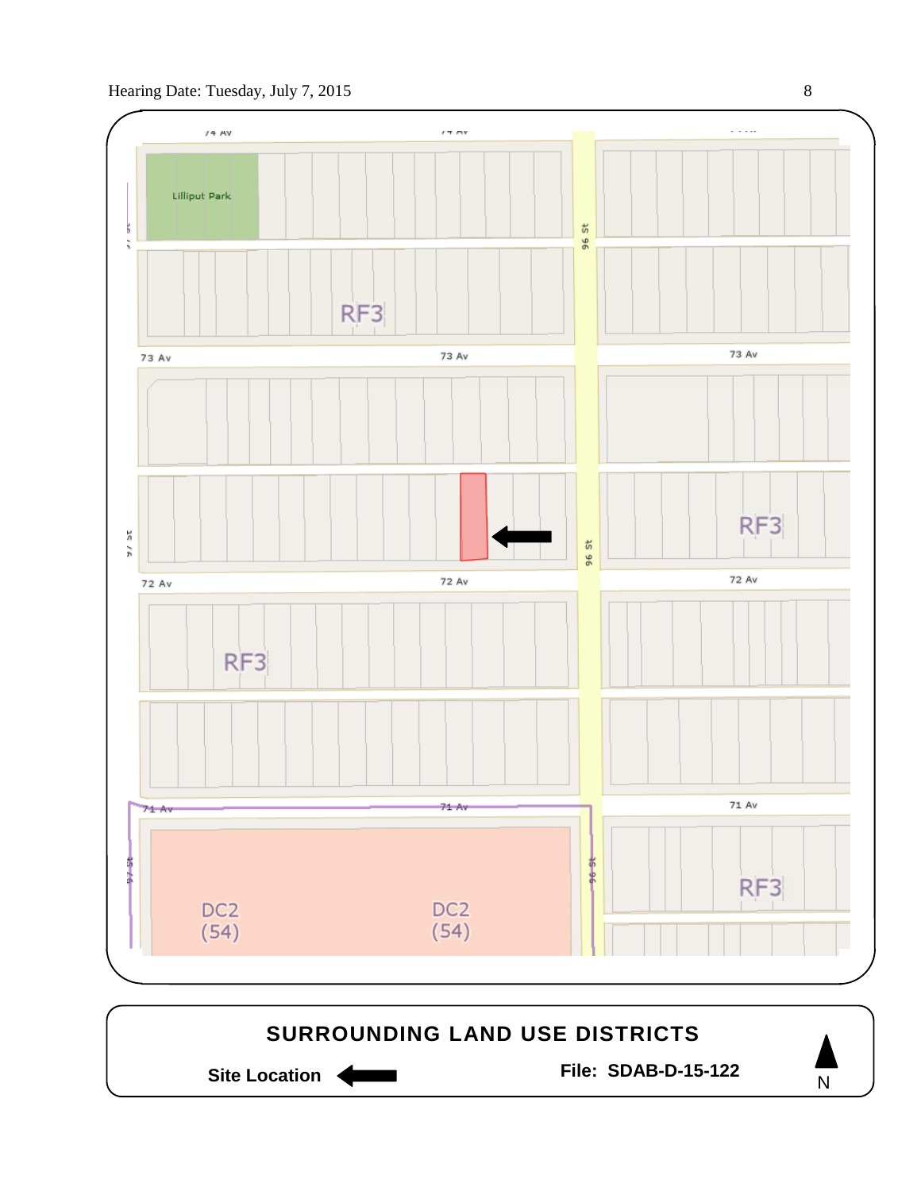SURROUNDING LAND USE DISTRICTS

Lilliput Park

74 Av

73 Av

72 Av

71 Av

96 St

97 St

RF3

DC2 (54)

**SURROUNDING LAND USE DISTRICTS**

**Site Location** ←

**File: SDAB-D-15-122**

N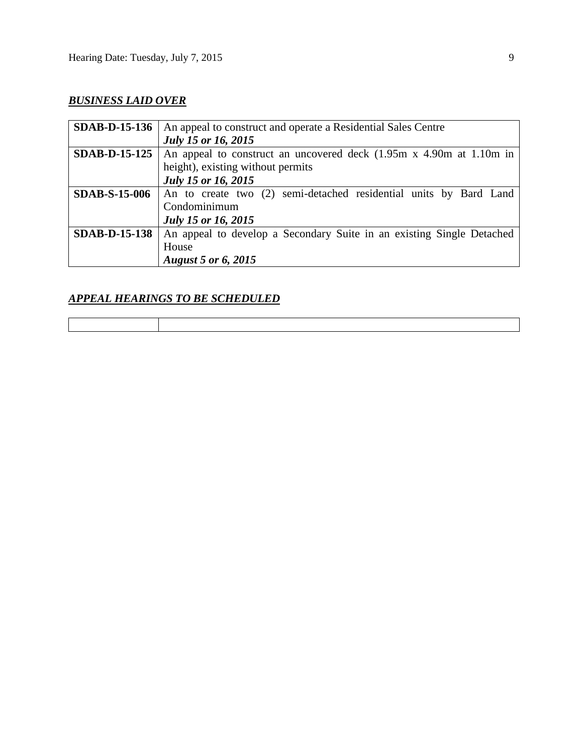***BUSINESS LAID OVER***

| | |
|---|---|
| **SDAB-D-15-136** | An appeal to construct and operate a Residential Sales Centre<br>***July 15 or 16, 2015*** |
| **SDAB-D-15-125** | An appeal to construct an uncovered deck (1.95m x 4.90m at 1.10m in height), existing without permits<br>***July 15 or 16, 2015*** |
| **SDAB-S-15-006** | An to create two (2) semi-detached residential units by Bard Land Condominimum<br>***July 15 or 16, 2015*** |
| **SDAB-D-15-138** | An appeal to develop a Secondary Suite in an existing Single Detached House<br>***August 5 or 6, 2015*** |

***APPEAL HEARINGS TO BE SCHEDULED***

| | |
|---|---|
| | |